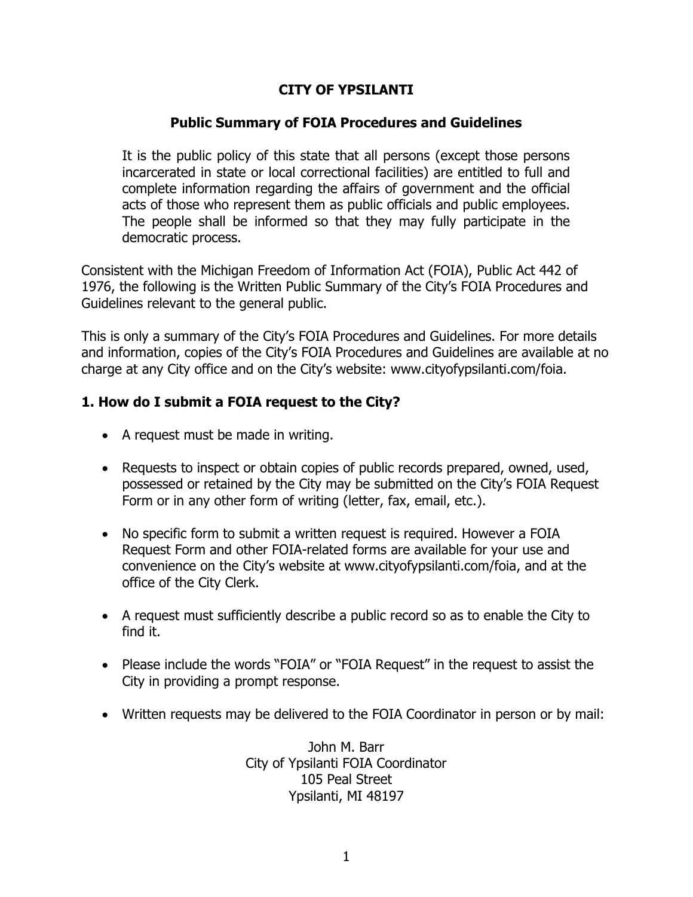# CITY OF YPSILANTI

## Public Summary of FOIA Procedures and Guidelines

> It is the public policy of this state that all persons (except those persons incarcerated in state or local correctional facilities) are entitled to full and complete information regarding the affairs of government and the official acts of those who represent them as public officials and public employees. The people shall be informed so that they may fully participate in the democratic process.

Consistent with the Michigan Freedom of Information Act (FOIA), Public Act 442 of 1976, the following is the Written Public Summary of the City's FOIA Procedures and Guidelines relevant to the general public.

This is only a summary of the City's FOIA Procedures and Guidelines. For more details and information, copies of the City's FOIA Procedures and Guidelines are available at no charge at any City office and on the City's website: www.cityofypsilanti.com/foia.

### 1. How do I submit a FOIA request to the City?

- A request must be made in writing.
- Requests to inspect or obtain copies of public records prepared, owned, used, possessed or retained by the City may be submitted on the City's FOIA Request Form or in any other form of writing (letter, fax, email, etc.).
- No specific form to submit a written request is required. However a FOIA Request Form and other FOIA-related forms are available for your use and convenience on the City's website at www.cityofypsilanti.com/foia, and at the office of the City Clerk.
- A request must sufficiently describe a public record so as to enable the City to find it.
- Please include the words "FOIA" or "FOIA Request" in the request to assist the City in providing a prompt response.
- Written requests may be delivered to the FOIA Coordinator in person or by mail:

John M. Barr
City of Ypsilanti FOIA Coordinator
105 Peal Street
Ypsilanti, MI 48197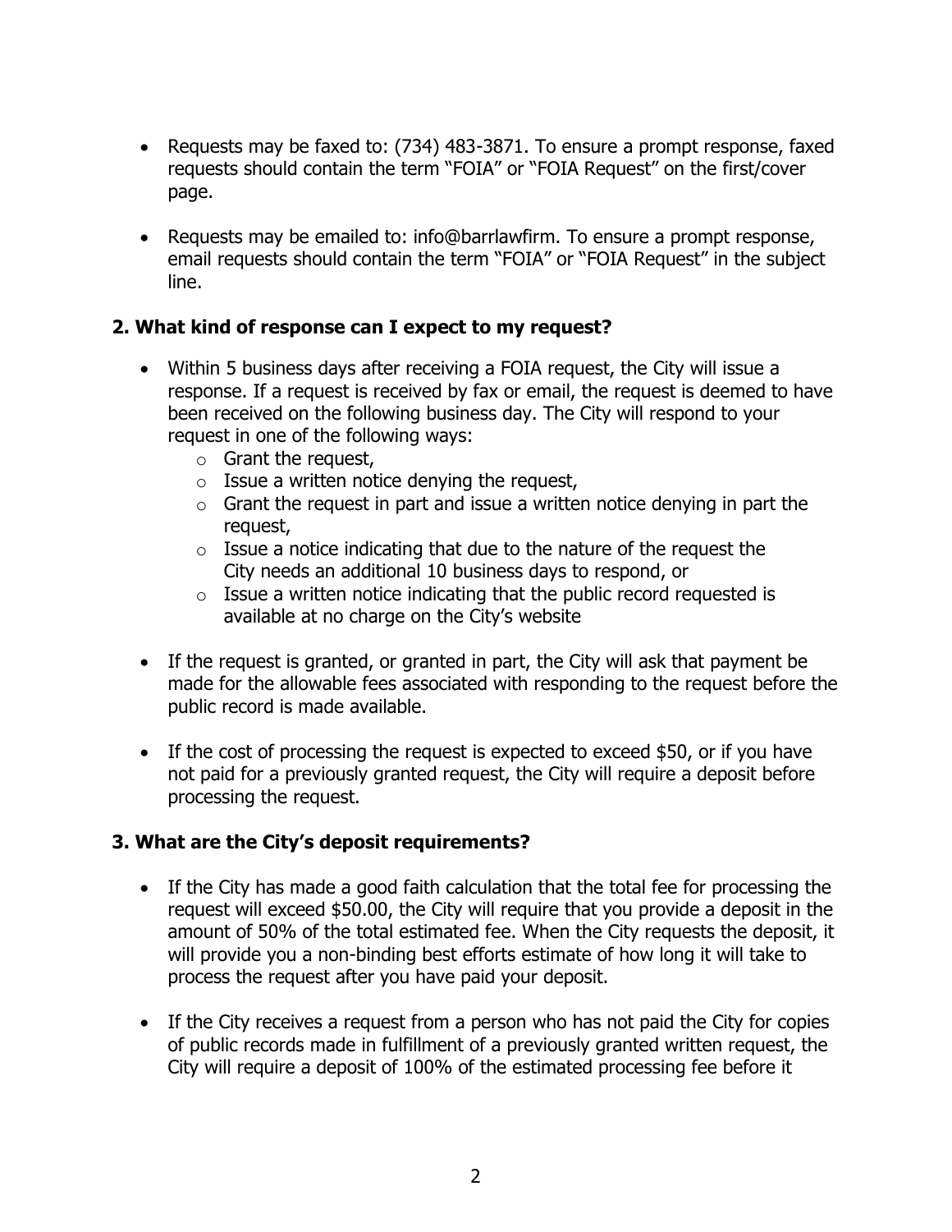- Requests may be faxed to: (734) 483-3871. To ensure a prompt response, faxed requests should contain the term "FOIA" or "FOIA Request" on the first/cover page.

- Requests may be emailed to: info@barrlawfirm. To ensure a prompt response, email requests should contain the term "FOIA" or "FOIA Request" in the subject line.

## 2. What kind of response can I expect to my request?

- Within 5 business days after receiving a FOIA request, the City will issue a response. If a request is received by fax or email, the request is deemed to have been received on the following business day. The City will respond to your request in one of the following ways:
  - Grant the request,
  - Issue a written notice denying the request,
  - Grant the request in part and issue a written notice denying in part the request,
  - Issue a notice indicating that due to the nature of the request the City needs an additional 10 business days to respond, or
  - Issue a written notice indicating that the public record requested is available at no charge on the City's website

- If the request is granted, or granted in part, the City will ask that payment be made for the allowable fees associated with responding to the request before the public record is made available.

- If the cost of processing the request is expected to exceed $50, or if you have not paid for a previously granted request, the City will require a deposit before processing the request.

## 3. What are the City's deposit requirements?

- If the City has made a good faith calculation that the total fee for processing the request will exceed $50.00, the City will require that you provide a deposit in the amount of 50% of the total estimated fee. When the City requests the deposit, it will provide you a non-binding best efforts estimate of how long it will take to process the request after you have paid your deposit.

- If the City receives a request from a person who has not paid the City for copies of public records made in fulfillment of a previously granted written request, the City will require a deposit of 100% of the estimated processing fee before it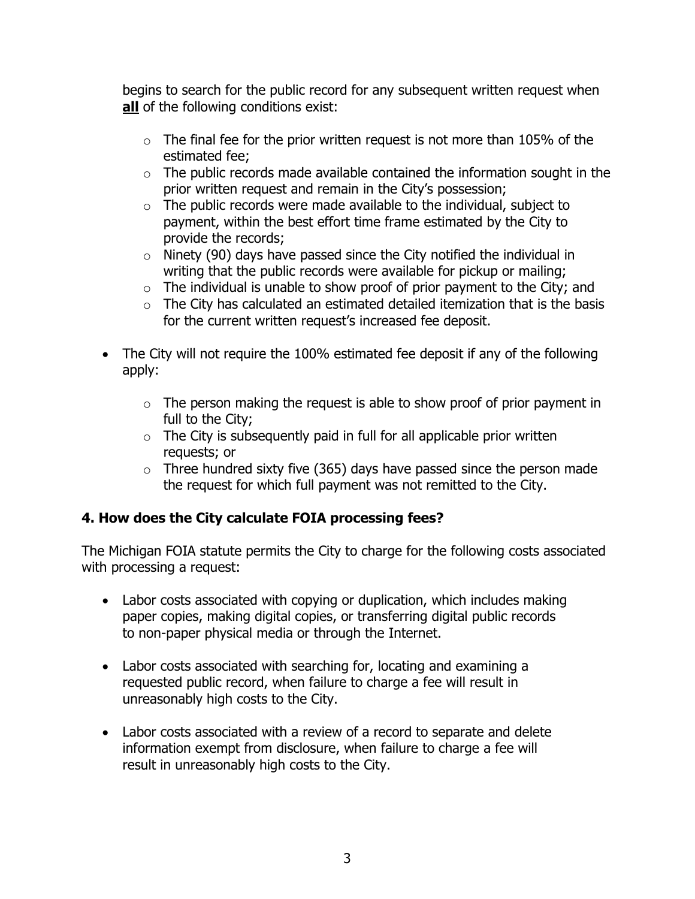begins to search for the public record for any subsequent written request when **all** of the following conditions exist:

- The final fee for the prior written request is not more than 105% of the estimated fee;
- The public records made available contained the information sought in the prior written request and remain in the City's possession;
- The public records were made available to the individual, subject to payment, within the best effort time frame estimated by the City to provide the records;
- Ninety (90) days have passed since the City notified the individual in writing that the public records were available for pickup or mailing;
- The individual is unable to show proof of prior payment to the City; and
- The City has calculated an estimated detailed itemization that is the basis for the current written request's increased fee deposit.

- The City will not require the 100% estimated fee deposit if any of the following apply:
  - The person making the request is able to show proof of prior payment in full to the City;
  - The City is subsequently paid in full for all applicable prior written requests; or
  - Three hundred sixty five (365) days have passed since the person made the request for which full payment was not remitted to the City.

### 4. How does the City calculate FOIA processing fees?

The Michigan FOIA statute permits the City to charge for the following costs associated with processing a request:

- Labor costs associated with copying or duplication, which includes making paper copies, making digital copies, or transferring digital public records to non-paper physical media or through the Internet.
- Labor costs associated with searching for, locating and examining a requested public record, when failure to charge a fee will result in unreasonably high costs to the City.
- Labor costs associated with a review of a record to separate and delete information exempt from disclosure, when failure to charge a fee will result in unreasonably high costs to the City.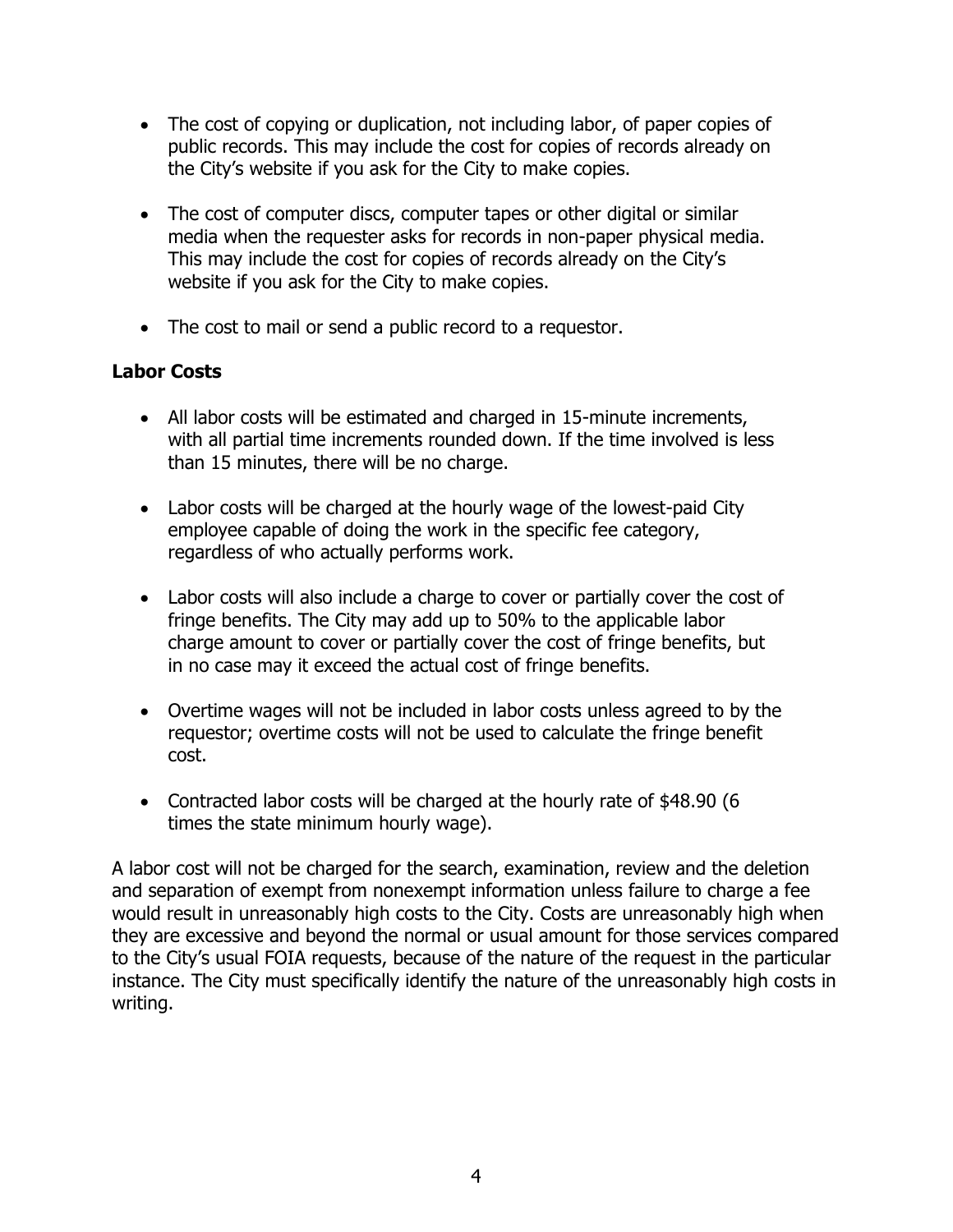- The cost of copying or duplication, not including labor, of paper copies of public records. This may include the cost for copies of records already on the City's website if you ask for the City to make copies.

- The cost of computer discs, computer tapes or other digital or similar media when the requester asks for records in non-paper physical media. This may include the cost for copies of records already on the City's website if you ask for the City to make copies.

- The cost to mail or send a public record to a requestor.

**Labor Costs**

- All labor costs will be estimated and charged in 15-minute increments, with all partial time increments rounded down. If the time involved is less than 15 minutes, there will be no charge.

- Labor costs will be charged at the hourly wage of the lowest-paid City employee capable of doing the work in the specific fee category, regardless of who actually performs work.

- Labor costs will also include a charge to cover or partially cover the cost of fringe benefits. The City may add up to 50% to the applicable labor charge amount to cover or partially cover the cost of fringe benefits, but in no case may it exceed the actual cost of fringe benefits.

- Overtime wages will not be included in labor costs unless agreed to by the requestor; overtime costs will not be used to calculate the fringe benefit cost.

- Contracted labor costs will be charged at the hourly rate of $48.90 (6 times the state minimum hourly wage).

A labor cost will not be charged for the search, examination, review and the deletion and separation of exempt from nonexempt information unless failure to charge a fee would result in unreasonably high costs to the City. Costs are unreasonably high when they are excessive and beyond the normal or usual amount for those services compared to the City's usual FOIA requests, because of the nature of the request in the particular instance. The City must specifically identify the nature of the unreasonably high costs in writing.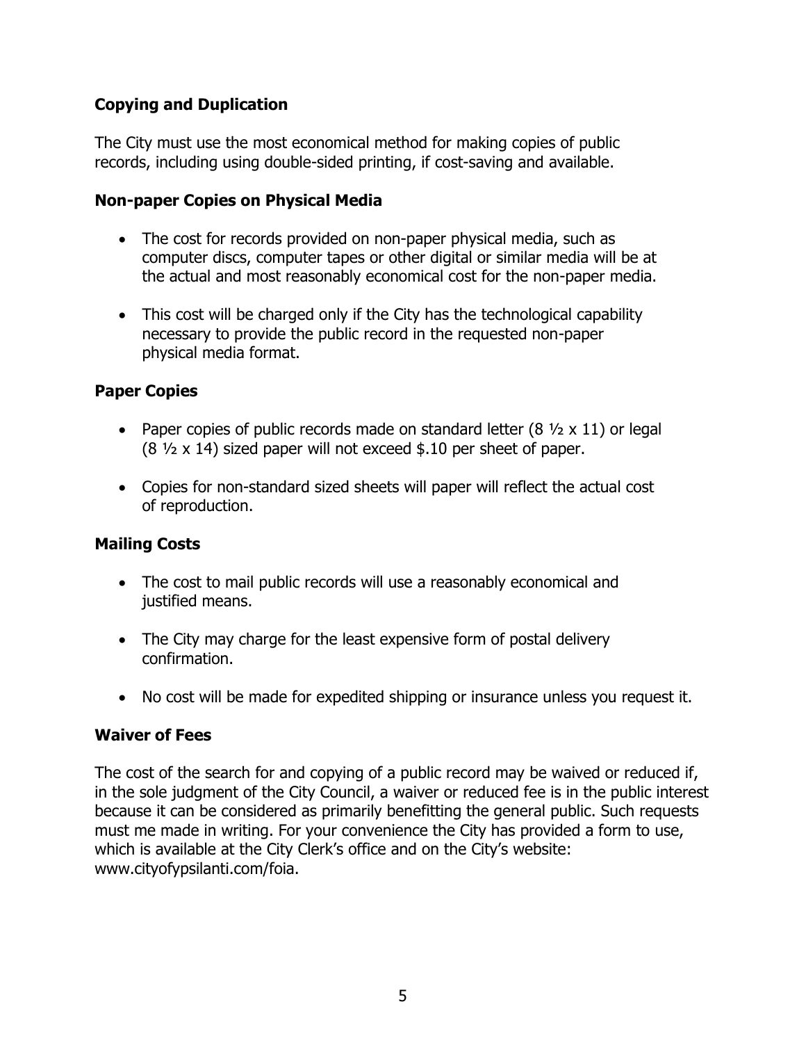### Copying and Duplication

The City must use the most economical method for making copies of public records, including using double-sided printing, if cost-saving and available.

### Non-paper Copies on Physical Media

- The cost for records provided on non-paper physical media, such as computer discs, computer tapes or other digital or similar media will be at the actual and most reasonably economical cost for the non-paper media.
- This cost will be charged only if the City has the technological capability necessary to provide the public record in the requested non-paper physical media format.

### Paper Copies

- Paper copies of public records made on standard letter (8 ½ x 11) or legal (8 ½ x 14) sized paper will not exceed $.10 per sheet of paper.
- Copies for non-standard sized sheets will paper will reflect the actual cost of reproduction.

### Mailing Costs

- The cost to mail public records will use a reasonably economical and justified means.
- The City may charge for the least expensive form of postal delivery confirmation.
- No cost will be made for expedited shipping or insurance unless you request it.

### Waiver of Fees

The cost of the search for and copying of a public record may be waived or reduced if, in the sole judgment of the City Council, a waiver or reduced fee is in the public interest because it can be considered as primarily benefitting the general public. Such requests must me made in writing. For your convenience the City has provided a form to use, which is available at the City Clerk's office and on the City's website: www.cityofypsilanti.com/foia.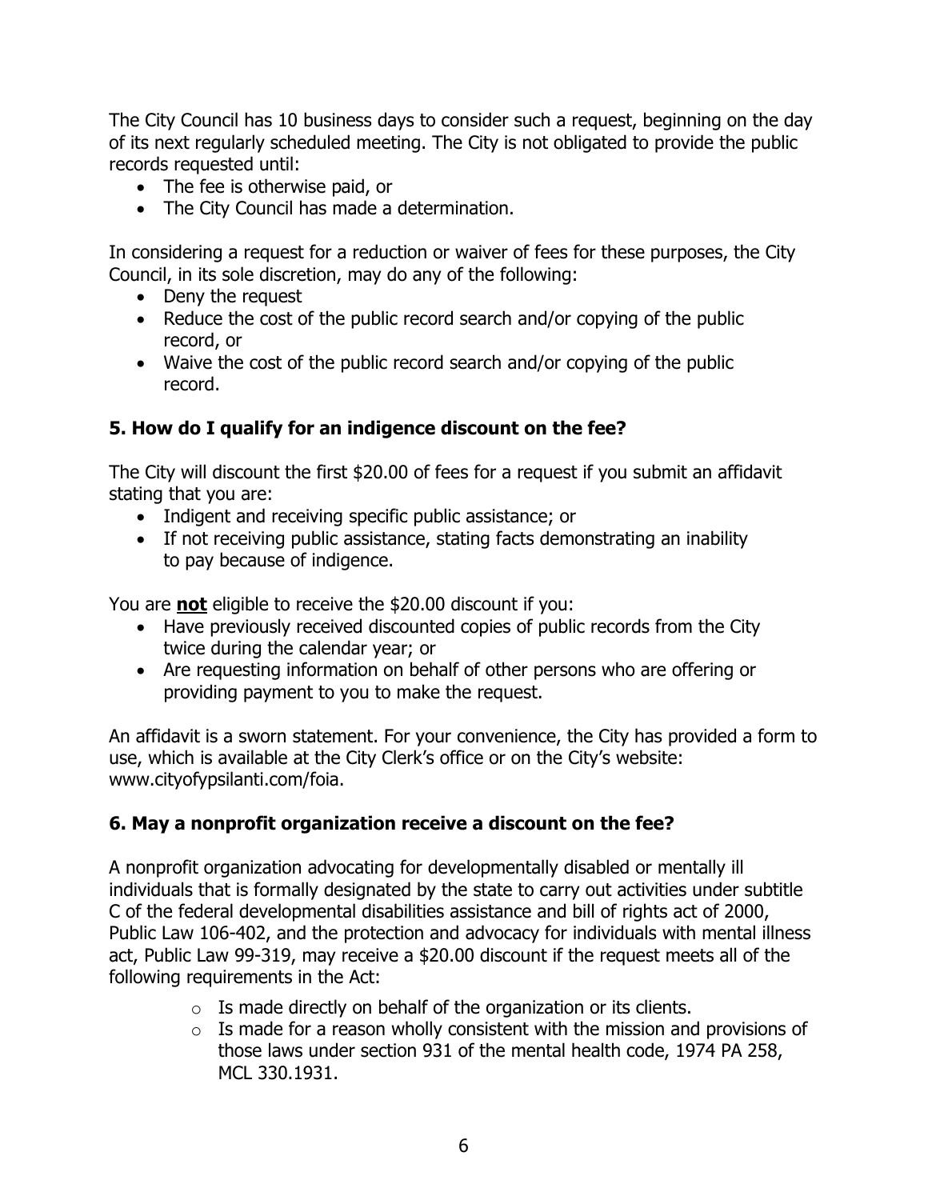The City Council has 10 business days to consider such a request, beginning on the day of its next regularly scheduled meeting. The City is not obligated to provide the public records requested until:

- The fee is otherwise paid, or
- The City Council has made a determination.

In considering a request for a reduction or waiver of fees for these purposes, the City Council, in its sole discretion, may do any of the following:

- Deny the request
- Reduce the cost of the public record search and/or copying of the public record, or
- Waive the cost of the public record search and/or copying of the public record.

### 5. How do I qualify for an indigence discount on the fee?

The City will discount the first $20.00 of fees for a request if you submit an affidavit stating that you are:

- Indigent and receiving specific public assistance; or
- If not receiving public assistance, stating facts demonstrating an inability to pay because of indigence.

You are **not** eligible to receive the $20.00 discount if you:

- Have previously received discounted copies of public records from the City twice during the calendar year; or
- Are requesting information on behalf of other persons who are offering or providing payment to you to make the request.

An affidavit is a sworn statement. For your convenience, the City has provided a form to use, which is available at the City Clerk's office or on the City's website: www.cityofypsilanti.com/foia.

### 6. May a nonprofit organization receive a discount on the fee?

A nonprofit organization advocating for developmentally disabled or mentally ill individuals that is formally designated by the state to carry out activities under subtitle C of the federal developmental disabilities assistance and bill of rights act of 2000, Public Law 106-402, and the protection and advocacy for individuals with mental illness act, Public Law 99-319, may receive a $20.00 discount if the request meets all of the following requirements in the Act:

- Is made directly on behalf of the organization or its clients.
- Is made for a reason wholly consistent with the mission and provisions of those laws under section 931 of the mental health code, 1974 PA 258, MCL 330.1931.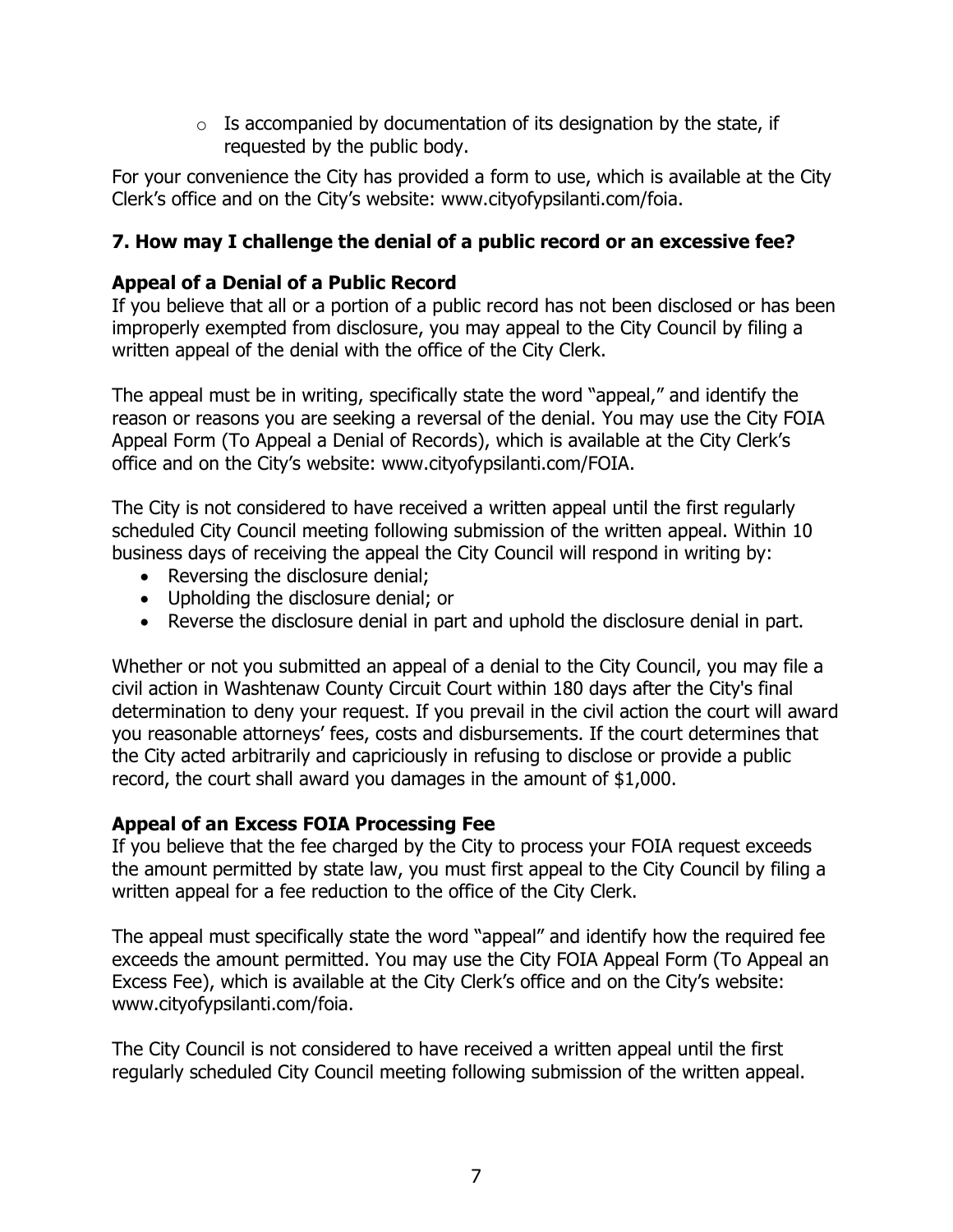- Is accompanied by documentation of its designation by the state, if requested by the public body.

For your convenience the City has provided a form to use, which is available at the City Clerk's office and on the City's website: www.cityofypsilanti.com/foia.

### 7. How may I challenge the denial of a public record or an excessive fee?

**Appeal of a Denial of a Public Record**

If you believe that all or a portion of a public record has not been disclosed or has been improperly exempted from disclosure, you may appeal to the City Council by filing a written appeal of the denial with the office of the City Clerk.

The appeal must be in writing, specifically state the word "appeal," and identify the reason or reasons you are seeking a reversal of the denial. You may use the City FOIA Appeal Form (To Appeal a Denial of Records), which is available at the City Clerk's office and on the City's website: www.cityofypsilanti.com/FOIA.

The City is not considered to have received a written appeal until the first regularly scheduled City Council meeting following submission of the written appeal. Within 10 business days of receiving the appeal the City Council will respond in writing by:

- Reversing the disclosure denial;
- Upholding the disclosure denial; or
- Reverse the disclosure denial in part and uphold the disclosure denial in part.

Whether or not you submitted an appeal of a denial to the City Council, you may file a civil action in Washtenaw County Circuit Court within 180 days after the City's final determination to deny your request. If you prevail in the civil action the court will award you reasonable attorneys' fees, costs and disbursements. If the court determines that the City acted arbitrarily and capriciously in refusing to disclose or provide a public record, the court shall award you damages in the amount of $1,000.

**Appeal of an Excess FOIA Processing Fee**

If you believe that the fee charged by the City to process your FOIA request exceeds the amount permitted by state law, you must first appeal to the City Council by filing a written appeal for a fee reduction to the office of the City Clerk.

The appeal must specifically state the word "appeal" and identify how the required fee exceeds the amount permitted. You may use the City FOIA Appeal Form (To Appeal an Excess Fee), which is available at the City Clerk's office and on the City's website: www.cityofypsilanti.com/foia.

The City Council is not considered to have received a written appeal until the first regularly scheduled City Council meeting following submission of the written appeal.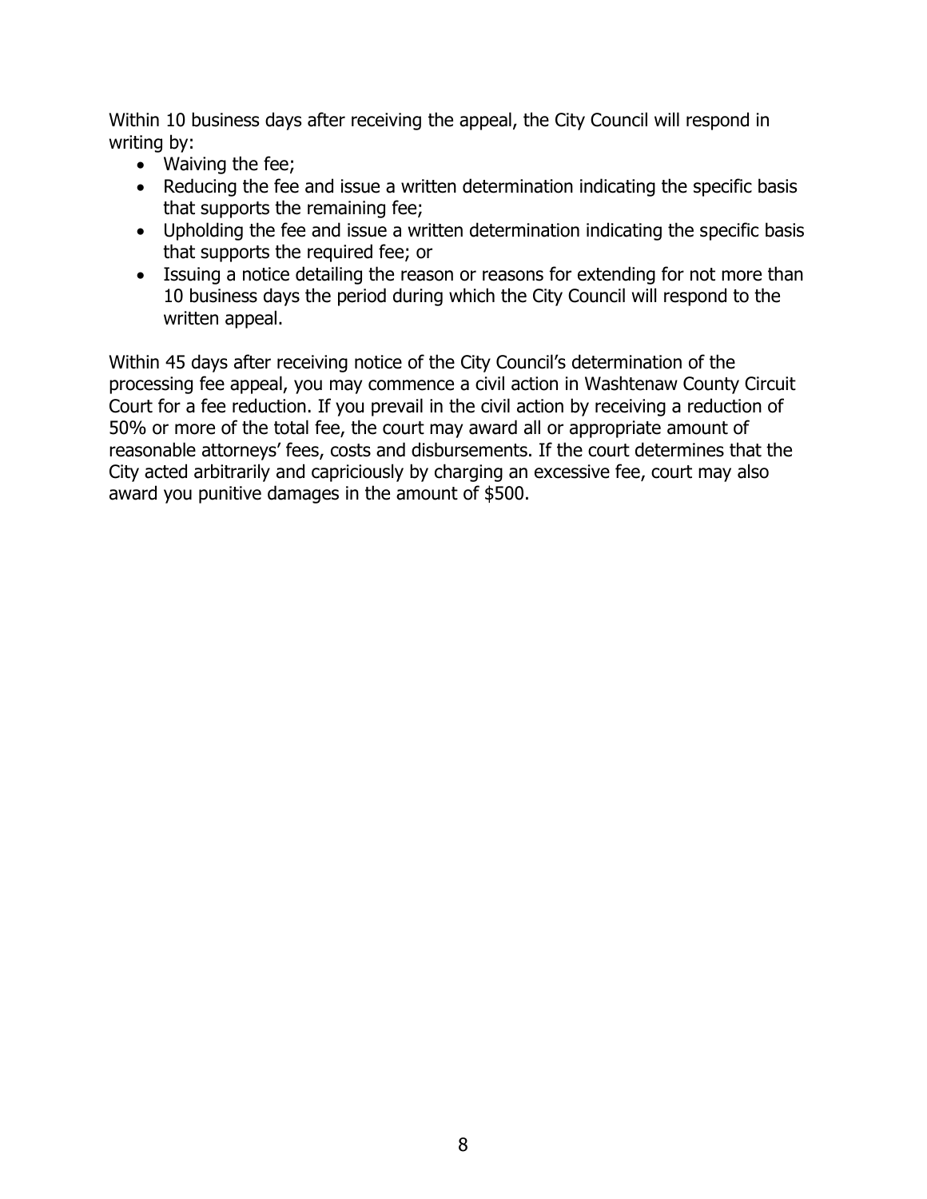Within 10 business days after receiving the appeal, the City Council will respond in writing by:

- Waiving the fee;
- Reducing the fee and issue a written determination indicating the specific basis that supports the remaining fee;
- Upholding the fee and issue a written determination indicating the specific basis that supports the required fee; or
- Issuing a notice detailing the reason or reasons for extending for not more than 10 business days the period during which the City Council will respond to the written appeal.

Within 45 days after receiving notice of the City Council's determination of the processing fee appeal, you may commence a civil action in Washtenaw County Circuit Court for a fee reduction. If you prevail in the civil action by receiving a reduction of 50% or more of the total fee, the court may award all or appropriate amount of reasonable attorneys' fees, costs and disbursements. If the court determines that the City acted arbitrarily and capriciously by charging an excessive fee, court may also award you punitive damages in the amount of $500.